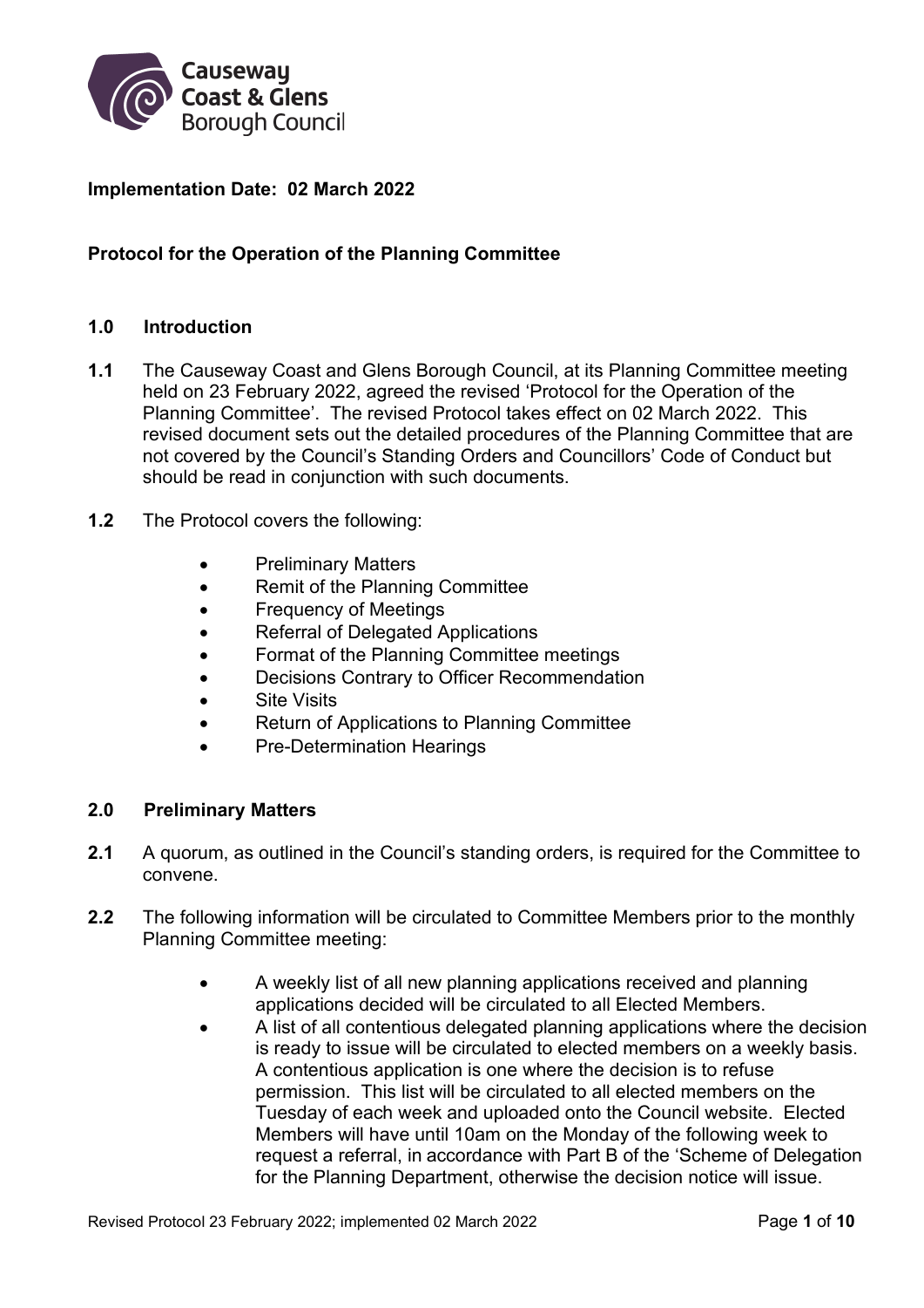Causeway Coast & Glens Borough Council

**Implementation Date: 02 March 2022**

**Protocol for the Operation of the Planning Committee**

## 1.0 Introduction

**1.1** The Causeway Coast and Glens Borough Council, at its Planning Committee meeting held on 23 February 2022, agreed the revised 'Protocol for the Operation of the Planning Committee'. The revised Protocol takes effect on 02 March 2022. This revised document sets out the detailed procedures of the Planning Committee that are not covered by the Council's Standing Orders and Councillors' Code of Conduct but should be read in conjunction with such documents.

**1.2** The Protocol covers the following:

- Preliminary Matters
- Remit of the Planning Committee
- Frequency of Meetings
- Referral of Delegated Applications
- Format of the Planning Committee meetings
- Decisions Contrary to Officer Recommendation
- Site Visits
- Return of Applications to Planning Committee
- Pre-Determination Hearings

## 2.0 Preliminary Matters

**2.1** A quorum, as outlined in the Council's standing orders, is required for the Committee to convene.

**2.2** The following information will be circulated to Committee Members prior to the monthly Planning Committee meeting:

- A weekly list of all new planning applications received and planning applications decided will be circulated to all Elected Members.
- A list of all contentious delegated planning applications where the decision is ready to issue will be circulated to elected members on a weekly basis. A contentious application is one where the decision is to refuse permission. This list will be circulated to all elected members on the Tuesday of each week and uploaded onto the Council website. Elected Members will have until 10am on the Monday of the following week to request a referral, in accordance with Part B of the 'Scheme of Delegation for the Planning Department, otherwise the decision notice will issue.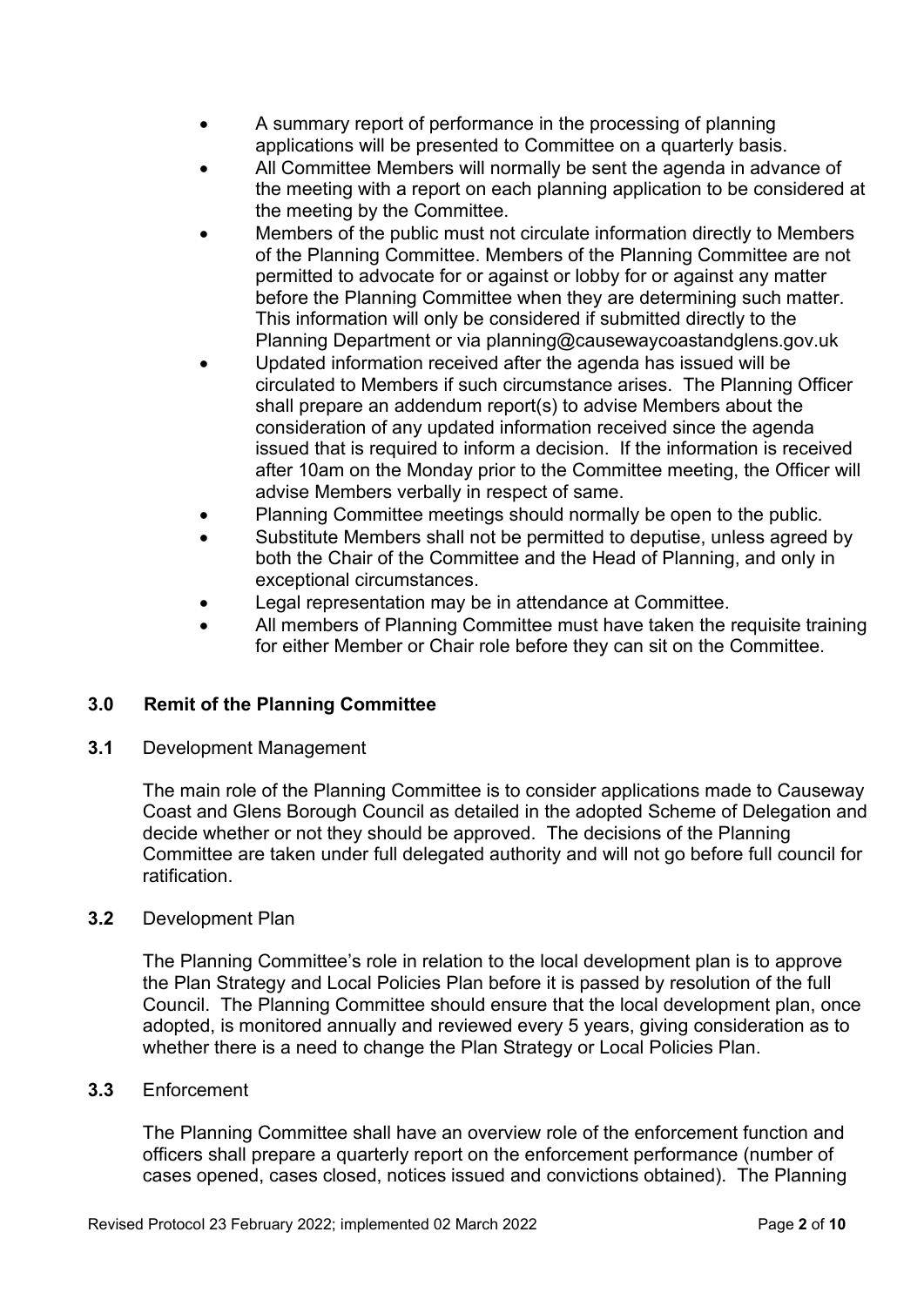- A summary report of performance in the processing of planning applications will be presented to Committee on a quarterly basis.
- All Committee Members will normally be sent the agenda in advance of the meeting with a report on each planning application to be considered at the meeting by the Committee.
- Members of the public must not circulate information directly to Members of the Planning Committee. Members of the Planning Committee are not permitted to advocate for or against or lobby for or against any matter before the Planning Committee when they are determining such matter. This information will only be considered if submitted directly to the Planning Department or via planning@causewaycoastandglens.gov.uk
- Updated information received after the agenda has issued will be circulated to Members if such circumstance arises. The Planning Officer shall prepare an addendum report(s) to advise Members about the consideration of any updated information received since the agenda issued that is required to inform a decision. If the information is received after 10am on the Monday prior to the Committee meeting, the Officer will advise Members verbally in respect of same.
- Planning Committee meetings should normally be open to the public.
- Substitute Members shall not be permitted to deputise, unless agreed by both the Chair of the Committee and the Head of Planning, and only in exceptional circumstances.
- Legal representation may be in attendance at Committee.
- All members of Planning Committee must have taken the requisite training for either Member or Chair role before they can sit on the Committee.

## 3.0 Remit of the Planning Committee

**3.1** Development Management

The main role of the Planning Committee is to consider applications made to Causeway Coast and Glens Borough Council as detailed in the adopted Scheme of Delegation and decide whether or not they should be approved. The decisions of the Planning Committee are taken under full delegated authority and will not go before full council for ratification.

**3.2** Development Plan

The Planning Committee's role in relation to the local development plan is to approve the Plan Strategy and Local Policies Plan before it is passed by resolution of the full Council. The Planning Committee should ensure that the local development plan, once adopted, is monitored annually and reviewed every 5 years, giving consideration as to whether there is a need to change the Plan Strategy or Local Policies Plan.

**3.3** Enforcement

The Planning Committee shall have an overview role of the enforcement function and officers shall prepare a quarterly report on the enforcement performance (number of cases opened, cases closed, notices issued and convictions obtained). The Planning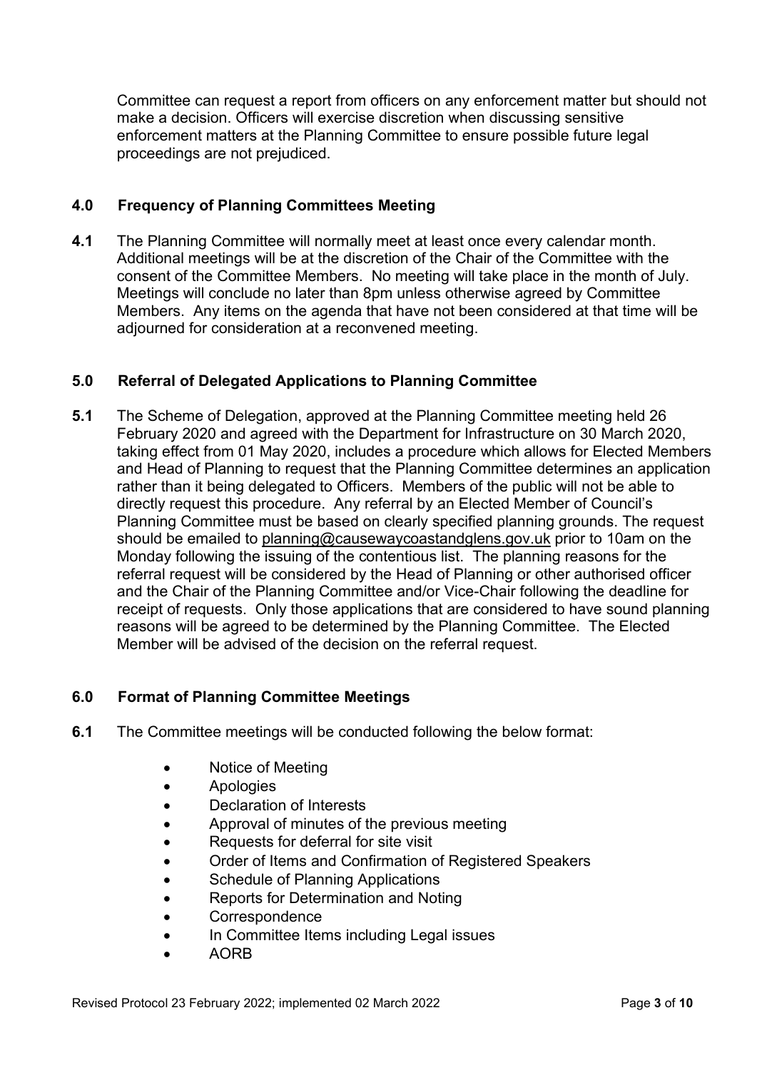Committee can request a report from officers on any enforcement matter but should not make a decision. Officers will exercise discretion when discussing sensitive enforcement matters at the Planning Committee to ensure possible future legal proceedings are not prejudiced.

## 4.0 Frequency of Planning Committees Meeting

**4.1** The Planning Committee will normally meet at least once every calendar month. Additional meetings will be at the discretion of the Chair of the Committee with the consent of the Committee Members. No meeting will take place in the month of July. Meetings will conclude no later than 8pm unless otherwise agreed by Committee Members. Any items on the agenda that have not been considered at that time will be adjourned for consideration at a reconvened meeting.

## 5.0 Referral of Delegated Applications to Planning Committee

**5.1** The Scheme of Delegation, approved at the Planning Committee meeting held 26 February 2020 and agreed with the Department for Infrastructure on 30 March 2020, taking effect from 01 May 2020, includes a procedure which allows for Elected Members and Head of Planning to request that the Planning Committee determines an application rather than it being delegated to Officers. Members of the public will not be able to directly request this procedure. Any referral by an Elected Member of Council's Planning Committee must be based on clearly specified planning grounds. The request should be emailed to planning@causewaycoastandglens.gov.uk prior to 10am on the Monday following the issuing of the contentious list. The planning reasons for the referral request will be considered by the Head of Planning or other authorised officer and the Chair of the Planning Committee and/or Vice-Chair following the deadline for receipt of requests. Only those applications that are considered to have sound planning reasons will be agreed to be determined by the Planning Committee. The Elected Member will be advised of the decision on the referral request.

## 6.0 Format of Planning Committee Meetings

**6.1** The Committee meetings will be conducted following the below format:

- Notice of Meeting
- Apologies
- Declaration of Interests
- Approval of minutes of the previous meeting
- Requests for deferral for site visit
- Order of Items and Confirmation of Registered Speakers
- Schedule of Planning Applications
- Reports for Determination and Noting
- Correspondence
- In Committee Items including Legal issues
- AORB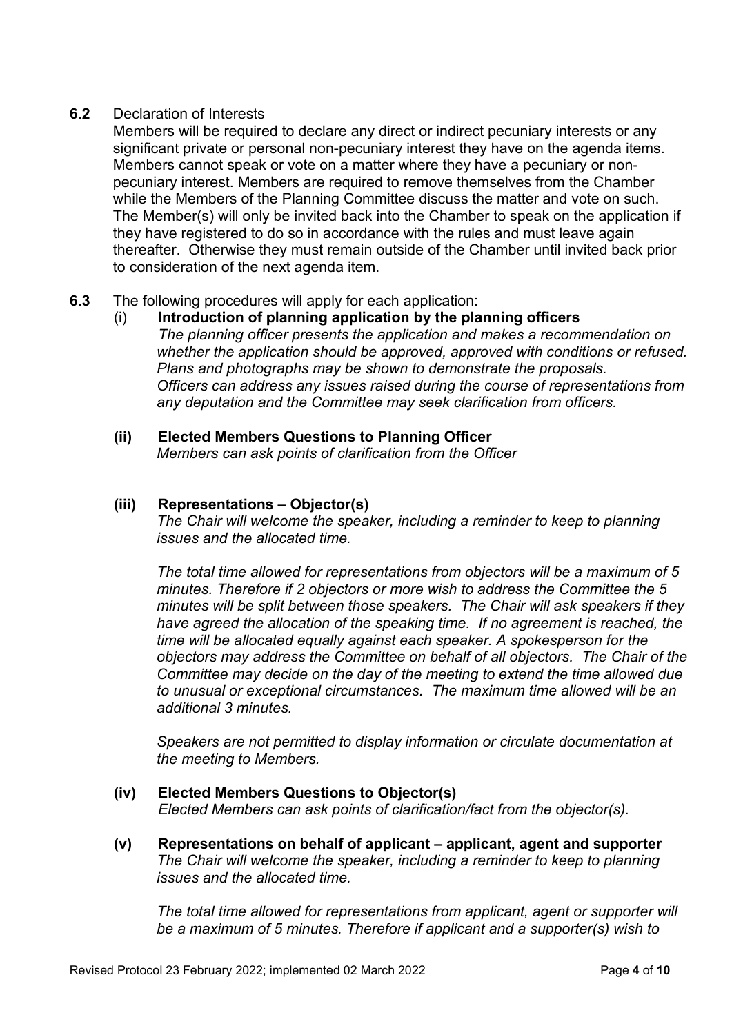**6.2** Declaration of Interests

Members will be required to declare any direct or indirect pecuniary interests or any significant private or personal non-pecuniary interest they have on the agenda items. Members cannot speak or vote on a matter where they have a pecuniary or non-pecuniary interest. Members are required to remove themselves from the Chamber while the Members of the Planning Committee discuss the matter and vote on such. The Member(s) will only be invited back into the Chamber to speak on the application if they have registered to do so in accordance with the rules and must leave again thereafter. Otherwise they must remain outside of the Chamber until invited back prior to consideration of the next agenda item.

**6.3** The following procedures will apply for each application:

(i) **Introduction of planning application by the planning officers**

*The planning officer presents the application and makes a recommendation on whether the application should be approved, approved with conditions or refused. Plans and photographs may be shown to demonstrate the proposals. Officers can address any issues raised during the course of representations from any deputation and the Committee may seek clarification from officers.*

**(ii) Elected Members Questions to Planning Officer**

*Members can ask points of clarification from the Officer*

**(iii) Representations – Objector(s)**

*The Chair will welcome the speaker, including a reminder to keep to planning issues and the allocated time.*

*The total time allowed for representations from objectors will be a maximum of 5 minutes. Therefore if 2 objectors or more wish to address the Committee the 5 minutes will be split between those speakers. The Chair will ask speakers if they have agreed the allocation of the speaking time. If no agreement is reached, the time will be allocated equally against each speaker. A spokesperson for the objectors may address the Committee on behalf of all objectors. The Chair of the Committee may decide on the day of the meeting to extend the time allowed due to unusual or exceptional circumstances. The maximum time allowed will be an additional 3 minutes.*

*Speakers are not permitted to display information or circulate documentation at the meeting to Members.*

**(iv) Elected Members Questions to Objector(s)**

*Elected Members can ask points of clarification/fact from the objector(s).*

**(v) Representations on behalf of applicant – applicant, agent and supporter**

*The Chair will welcome the speaker, including a reminder to keep to planning issues and the allocated time.*

*The total time allowed for representations from applicant, agent or supporter will be a maximum of 5 minutes. Therefore if applicant and a supporter(s) wish to*

Revised Protocol 23 February 2022; implemented 02 March 2022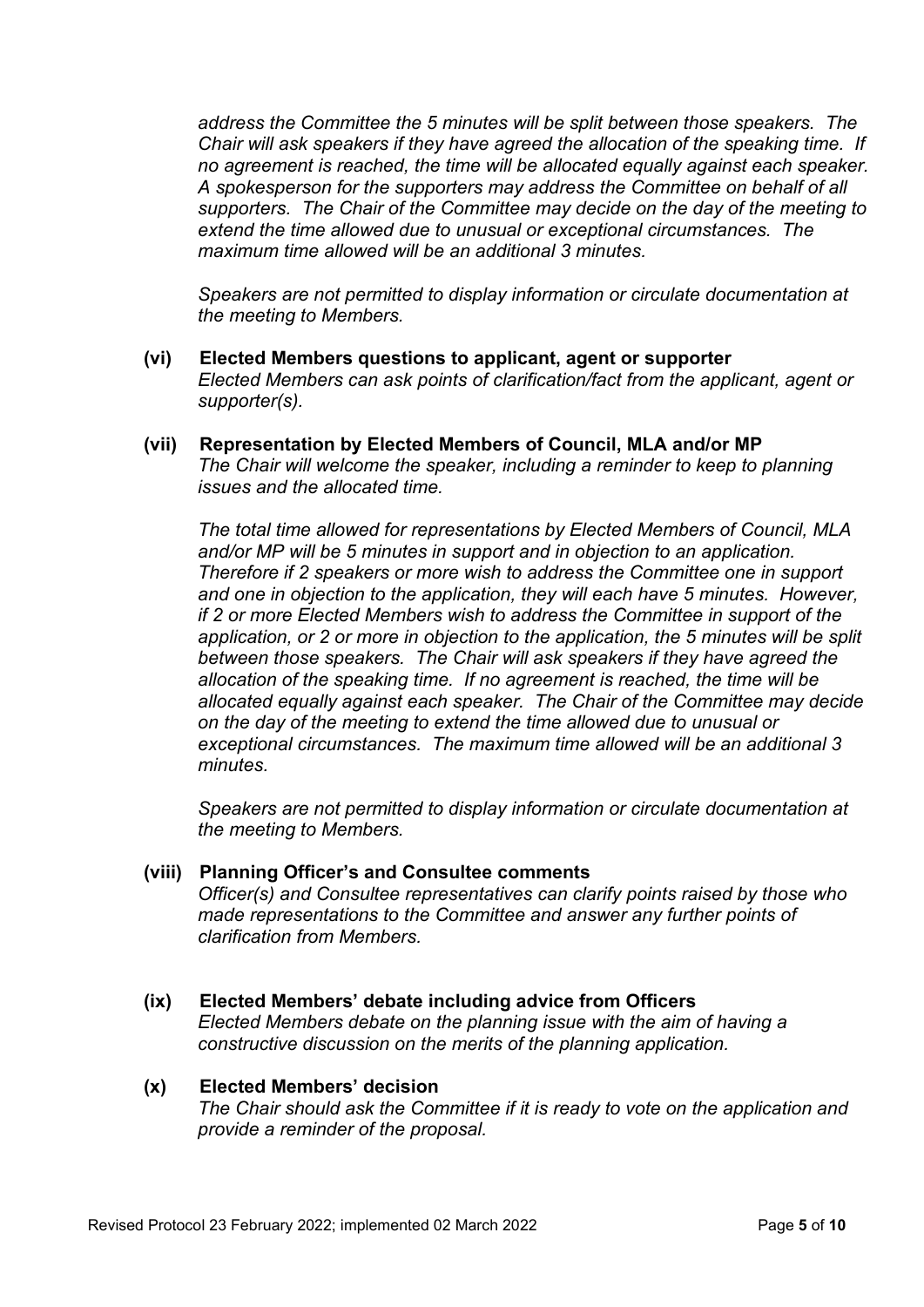*address the Committee the 5 minutes will be split between those speakers. The Chair will ask speakers if they have agreed the allocation of the speaking time. If no agreement is reached, the time will be allocated equally against each speaker. A spokesperson for the supporters may address the Committee on behalf of all supporters. The Chair of the Committee may decide on the day of the meeting to extend the time allowed due to unusual or exceptional circumstances. The maximum time allowed will be an additional 3 minutes.*

*Speakers are not permitted to display information or circulate documentation at the meeting to Members.*

**(vi) Elected Members questions to applicant, agent or supporter**

*Elected Members can ask points of clarification/fact from the applicant, agent or supporter(s).*

**(vii) Representation by Elected Members of Council, MLA and/or MP**

*The Chair will welcome the speaker, including a reminder to keep to planning issues and the allocated time.*

*The total time allowed for representations by Elected Members of Council, MLA and/or MP will be 5 minutes in support and in objection to an application. Therefore if 2 speakers or more wish to address the Committee one in support and one in objection to the application, they will each have 5 minutes. However, if 2 or more Elected Members wish to address the Committee in support of the application, or 2 or more in objection to the application, the 5 minutes will be split between those speakers. The Chair will ask speakers if they have agreed the allocation of the speaking time. If no agreement is reached, the time will be allocated equally against each speaker. The Chair of the Committee may decide on the day of the meeting to extend the time allowed due to unusual or exceptional circumstances. The maximum time allowed will be an additional 3 minutes.*

*Speakers are not permitted to display information or circulate documentation at the meeting to Members.*

**(viii) Planning Officer's and Consultee comments**

*Officer(s) and Consultee representatives can clarify points raised by those who made representations to the Committee and answer any further points of clarification from Members.*

**(ix) Elected Members' debate including advice from Officers**

*Elected Members debate on the planning issue with the aim of having a constructive discussion on the merits of the planning application.*

**(x) Elected Members' decision**

*The Chair should ask the Committee if it is ready to vote on the application and provide a reminder of the proposal.*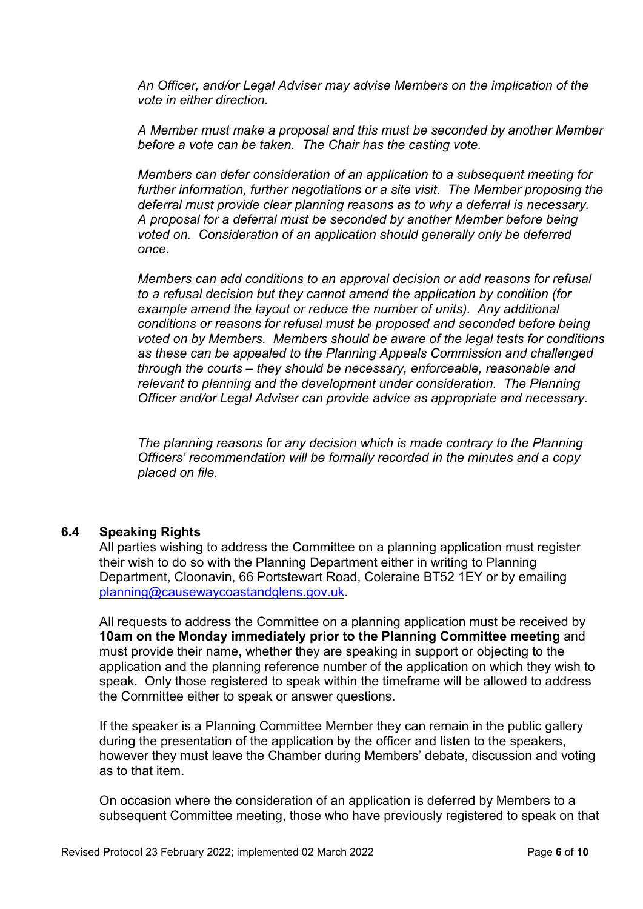*An Officer, and/or Legal Adviser may advise Members on the implication of the vote in either direction.*

*A Member must make a proposal and this must be seconded by another Member before a vote can be taken. The Chair has the casting vote.*

*Members can defer consideration of an application to a subsequent meeting for further information, further negotiations or a site visit. The Member proposing the deferral must provide clear planning reasons as to why a deferral is necessary. A proposal for a deferral must be seconded by another Member before being voted on. Consideration of an application should generally only be deferred once.*

*Members can add conditions to an approval decision or add reasons for refusal to a refusal decision but they cannot amend the application by condition (for example amend the layout or reduce the number of units). Any additional conditions or reasons for refusal must be proposed and seconded before being voted on by Members. Members should be aware of the legal tests for conditions as these can be appealed to the Planning Appeals Commission and challenged through the courts – they should be necessary, enforceable, reasonable and relevant to planning and the development under consideration. The Planning Officer and/or Legal Adviser can provide advice as appropriate and necessary.*

*The planning reasons for any decision which is made contrary to the Planning Officers' recommendation will be formally recorded in the minutes and a copy placed on file.*

### 6.4 Speaking Rights

All parties wishing to address the Committee on a planning application must register their wish to do so with the Planning Department either in writing to Planning Department, Cloonavin, 66 Portstewart Road, Coleraine BT52 1EY or by emailing planning@causewaycoastandglens.gov.uk.

All requests to address the Committee on a planning application must be received by **10am on the Monday immediately prior to the Planning Committee meeting** and must provide their name, whether they are speaking in support or objecting to the application and the planning reference number of the application on which they wish to speak. Only those registered to speak within the timeframe will be allowed to address the Committee either to speak or answer questions.

If the speaker is a Planning Committee Member they can remain in the public gallery during the presentation of the application by the officer and listen to the speakers, however they must leave the Chamber during Members' debate, discussion and voting as to that item.

On occasion where the consideration of an application is deferred by Members to a subsequent Committee meeting, those who have previously registered to speak on that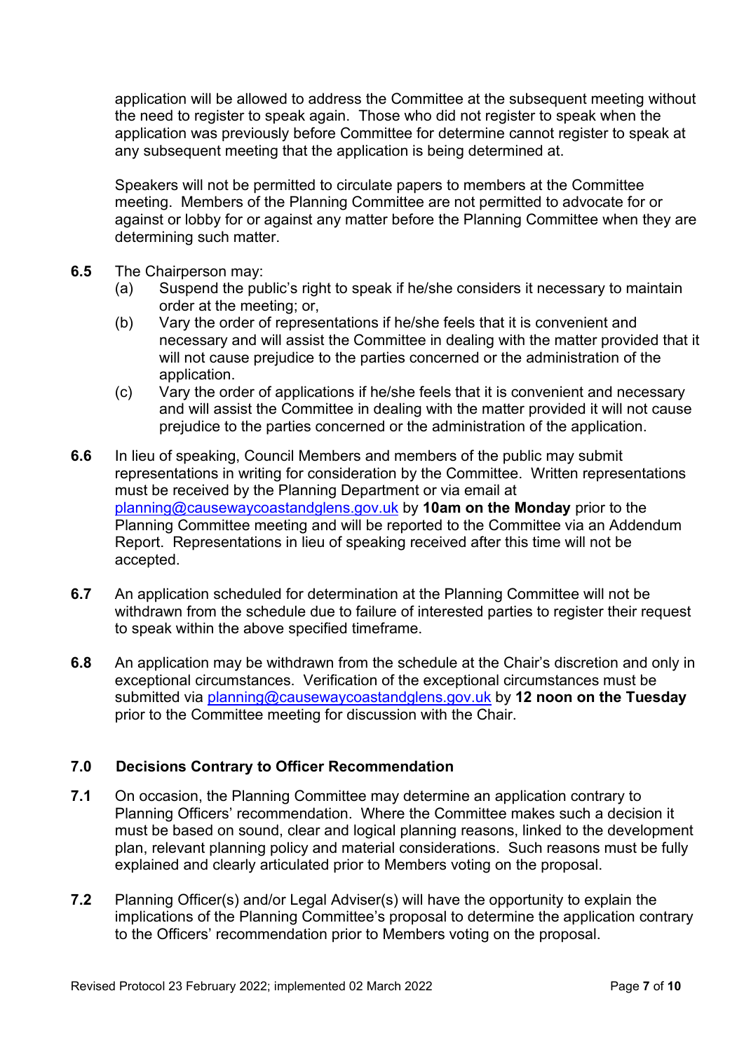application will be allowed to address the Committee at the subsequent meeting without the need to register to speak again. Those who did not register to speak when the application was previously before Committee for determine cannot register to speak at any subsequent meeting that the application is being determined at.

Speakers will not be permitted to circulate papers to members at the Committee meeting. Members of the Planning Committee are not permitted to advocate for or against or lobby for or against any matter before the Planning Committee when they are determining such matter.

**6.5** The Chairperson may:

(a) Suspend the public's right to speak if he/she considers it necessary to maintain order at the meeting; or,

(b) Vary the order of representations if he/she feels that it is convenient and necessary and will assist the Committee in dealing with the matter provided that it will not cause prejudice to the parties concerned or the administration of the application.

(c) Vary the order of applications if he/she feels that it is convenient and necessary and will assist the Committee in dealing with the matter provided it will not cause prejudice to the parties concerned or the administration of the application.

**6.6** In lieu of speaking, Council Members and members of the public may submit representations in writing for consideration by the Committee. Written representations must be received by the Planning Department or via email at planning@causewaycoastandglens.gov.uk by **10am on the Monday** prior to the Planning Committee meeting and will be reported to the Committee via an Addendum Report. Representations in lieu of speaking received after this time will not be accepted.

**6.7** An application scheduled for determination at the Planning Committee will not be withdrawn from the schedule due to failure of interested parties to register their request to speak within the above specified timeframe.

**6.8** An application may be withdrawn from the schedule at the Chair's discretion and only in exceptional circumstances. Verification of the exceptional circumstances must be submitted via planning@causewaycoastandglens.gov.uk by **12 noon on the Tuesday** prior to the Committee meeting for discussion with the Chair.

## 7.0 Decisions Contrary to Officer Recommendation

**7.1** On occasion, the Planning Committee may determine an application contrary to Planning Officers' recommendation. Where the Committee makes such a decision it must be based on sound, clear and logical planning reasons, linked to the development plan, relevant planning policy and material considerations. Such reasons must be fully explained and clearly articulated prior to Members voting on the proposal.

**7.2** Planning Officer(s) and/or Legal Adviser(s) will have the opportunity to explain the implications of the Planning Committee's proposal to determine the application contrary to the Officers' recommendation prior to Members voting on the proposal.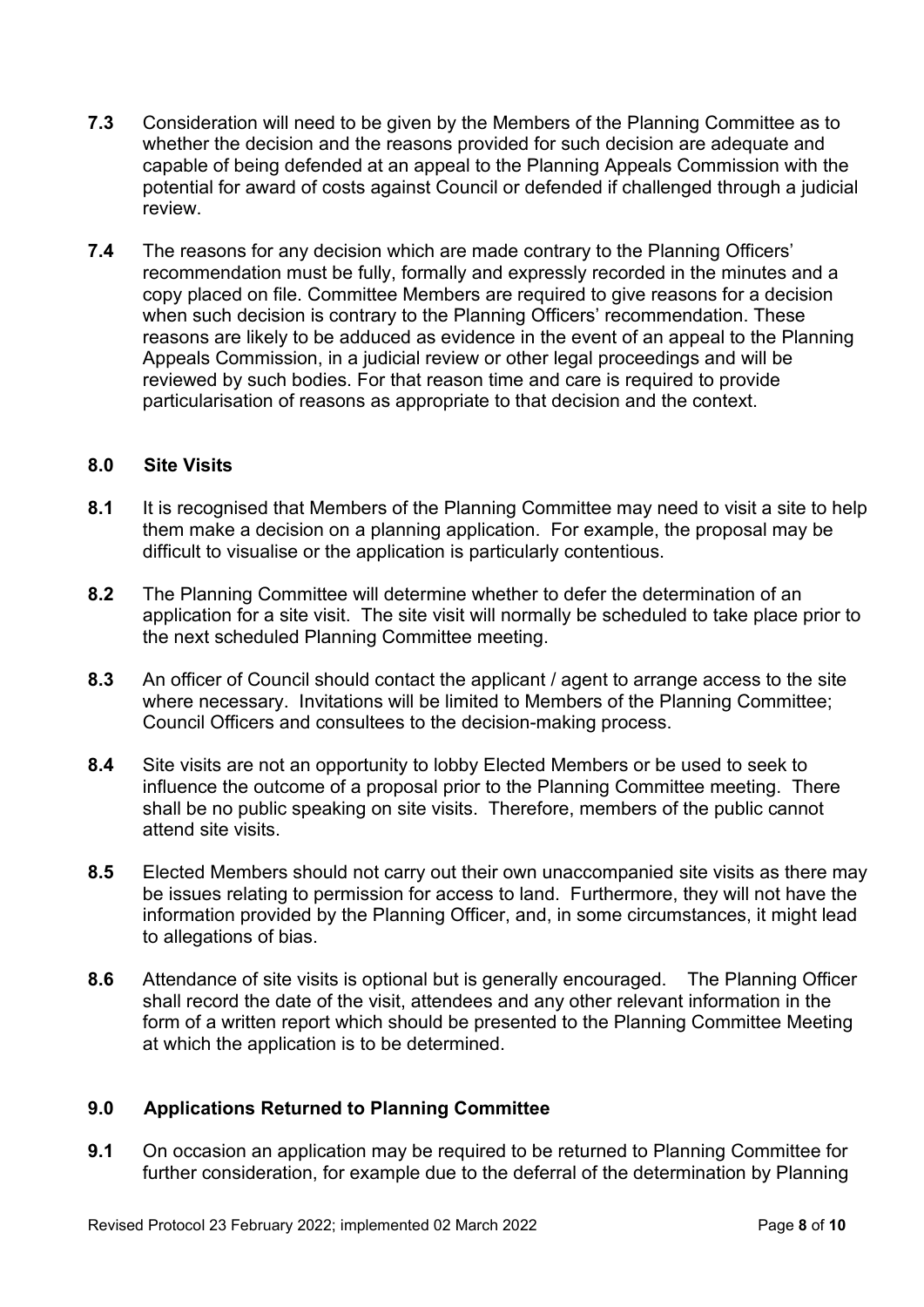**7.3** Consideration will need to be given by the Members of the Planning Committee as to whether the decision and the reasons provided for such decision are adequate and capable of being defended at an appeal to the Planning Appeals Commission with the potential for award of costs against Council or defended if challenged through a judicial review.

**7.4** The reasons for any decision which are made contrary to the Planning Officers' recommendation must be fully, formally and expressly recorded in the minutes and a copy placed on file. Committee Members are required to give reasons for a decision when such decision is contrary to the Planning Officers' recommendation. These reasons are likely to be adduced as evidence in the event of an appeal to the Planning Appeals Commission, in a judicial review or other legal proceedings and will be reviewed by such bodies. For that reason time and care is required to provide particularisation of reasons as appropriate to that decision and the context.

## 8.0 Site Visits

**8.1** It is recognised that Members of the Planning Committee may need to visit a site to help them make a decision on a planning application. For example, the proposal may be difficult to visualise or the application is particularly contentious.

**8.2** The Planning Committee will determine whether to defer the determination of an application for a site visit. The site visit will normally be scheduled to take place prior to the next scheduled Planning Committee meeting.

**8.3** An officer of Council should contact the applicant / agent to arrange access to the site where necessary. Invitations will be limited to Members of the Planning Committee; Council Officers and consultees to the decision-making process.

**8.4** Site visits are not an opportunity to lobby Elected Members or be used to seek to influence the outcome of a proposal prior to the Planning Committee meeting. There shall be no public speaking on site visits. Therefore, members of the public cannot attend site visits.

**8.5** Elected Members should not carry out their own unaccompanied site visits as there may be issues relating to permission for access to land. Furthermore, they will not have the information provided by the Planning Officer, and, in some circumstances, it might lead to allegations of bias.

**8.6** Attendance of site visits is optional but is generally encouraged. The Planning Officer shall record the date of the visit, attendees and any other relevant information in the form of a written report which should be presented to the Planning Committee Meeting at which the application is to be determined.

## 9.0 Applications Returned to Planning Committee

**9.1** On occasion an application may be required to be returned to Planning Committee for further consideration, for example due to the deferral of the determination by Planning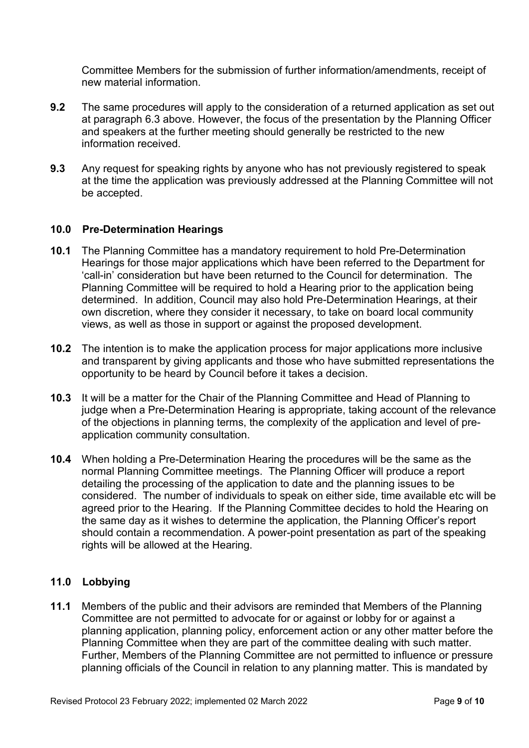Committee Members for the submission of further information/amendments, receipt of new material information.

**9.2** The same procedures will apply to the consideration of a returned application as set out at paragraph 6.3 above. However, the focus of the presentation by the Planning Officer and speakers at the further meeting should generally be restricted to the new information received.

**9.3** Any request for speaking rights by anyone who has not previously registered to speak at the time the application was previously addressed at the Planning Committee will not be accepted.

## 10.0 Pre-Determination Hearings

**10.1** The Planning Committee has a mandatory requirement to hold Pre-Determination Hearings for those major applications which have been referred to the Department for 'call-in' consideration but have been returned to the Council for determination. The Planning Committee will be required to hold a Hearing prior to the application being determined. In addition, Council may also hold Pre-Determination Hearings, at their own discretion, where they consider it necessary, to take on board local community views, as well as those in support or against the proposed development.

**10.2** The intention is to make the application process for major applications more inclusive and transparent by giving applicants and those who have submitted representations the opportunity to be heard by Council before it takes a decision.

**10.3** It will be a matter for the Chair of the Planning Committee and Head of Planning to judge when a Pre-Determination Hearing is appropriate, taking account of the relevance of the objections in planning terms, the complexity of the application and level of pre-application community consultation.

**10.4** When holding a Pre-Determination Hearing the procedures will be the same as the normal Planning Committee meetings. The Planning Officer will produce a report detailing the processing of the application to date and the planning issues to be considered. The number of individuals to speak on either side, time available etc will be agreed prior to the Hearing. If the Planning Committee decides to hold the Hearing on the same day as it wishes to determine the application, the Planning Officer's report should contain a recommendation. A power-point presentation as part of the speaking rights will be allowed at the Hearing.

## 11.0 Lobbying

**11.1** Members of the public and their advisors are reminded that Members of the Planning Committee are not permitted to advocate for or against or lobby for or against a planning application, planning policy, enforcement action or any other matter before the Planning Committee when they are part of the committee dealing with such matter. Further, Members of the Planning Committee are not permitted to influence or pressure planning officials of the Council in relation to any planning matter. This is mandated by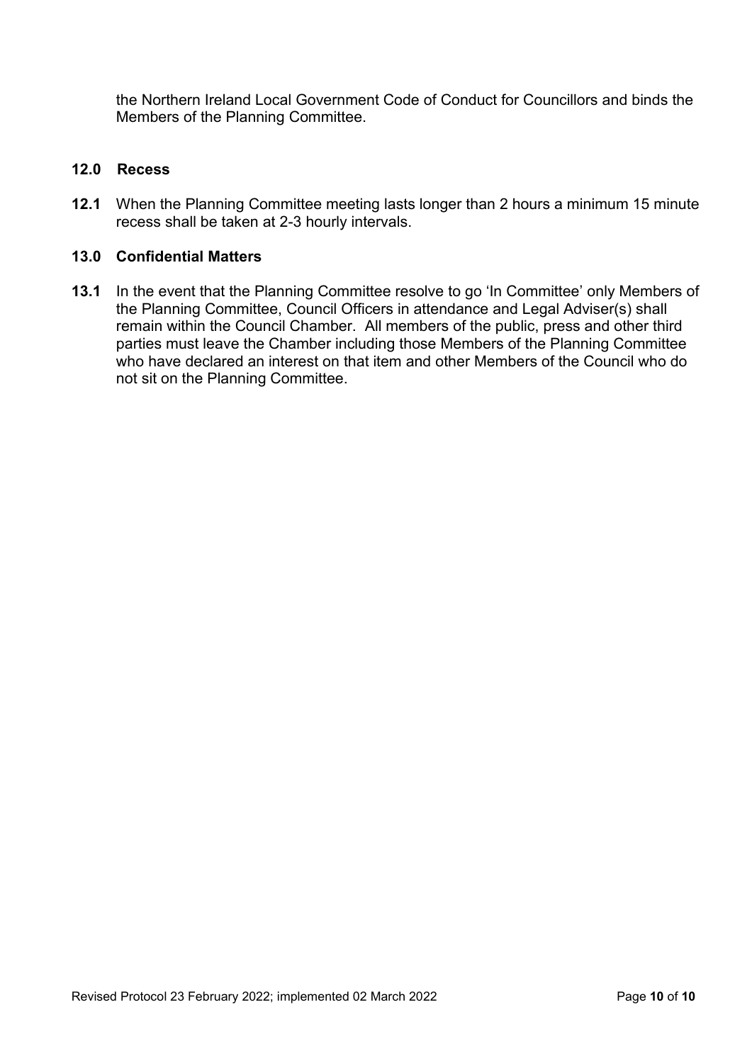the Northern Ireland Local Government Code of Conduct for Councillors and binds the Members of the Planning Committee.

## 12.0 Recess

**12.1** When the Planning Committee meeting lasts longer than 2 hours a minimum 15 minute recess shall be taken at 2-3 hourly intervals.

## 13.0 Confidential Matters

**13.1** In the event that the Planning Committee resolve to go 'In Committee' only Members of the Planning Committee, Council Officers in attendance and Legal Adviser(s) shall remain within the Council Chamber. All members of the public, press and other third parties must leave the Chamber including those Members of the Planning Committee who have declared an interest on that item and other Members of the Council who do not sit on the Planning Committee.